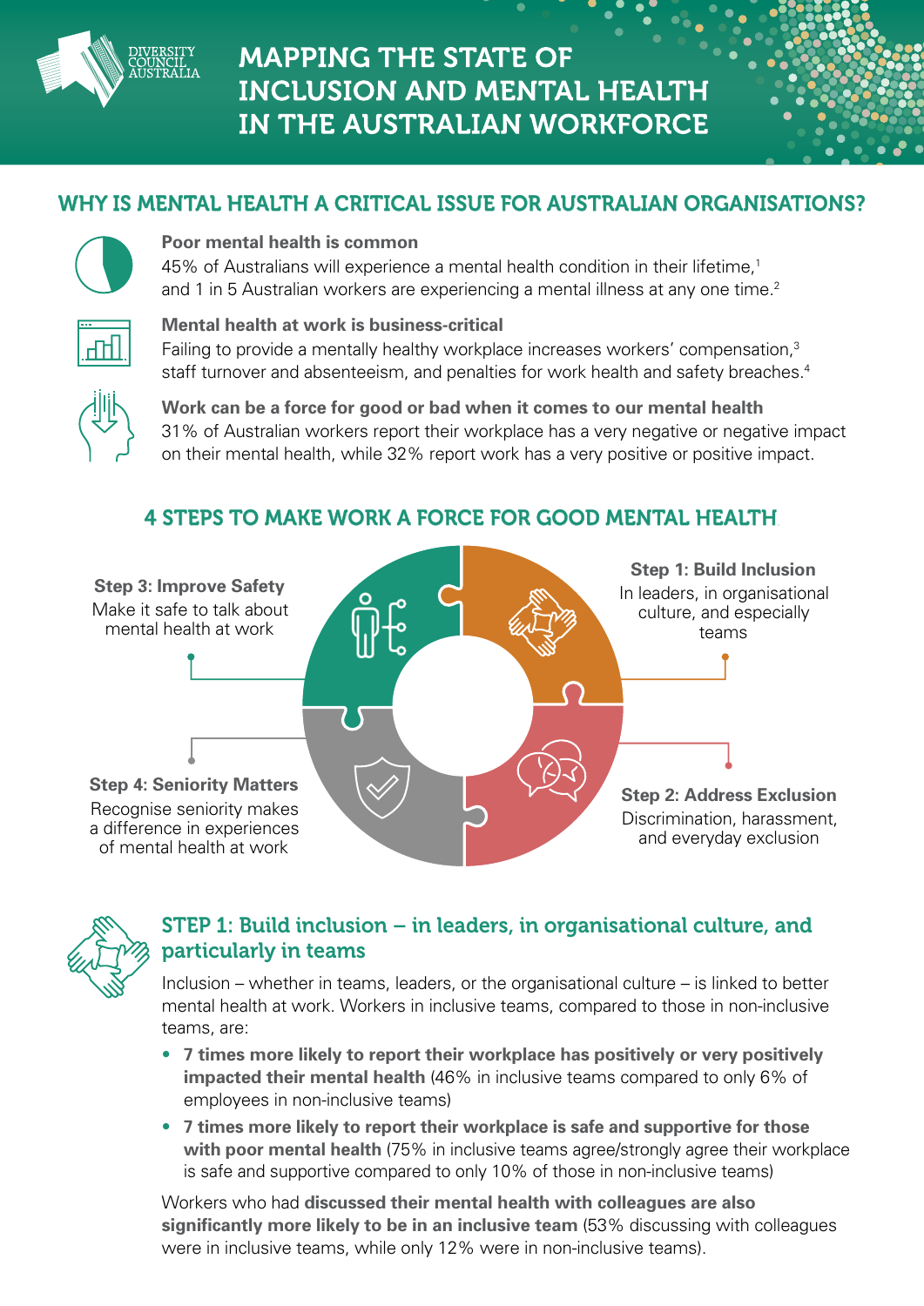# MAPPING THE STATE OF INCLUSION AND MENTAL HEALTH IN THE AUSTRALIAN WORKFORCE

## WHY IS MENTAL HEALTH A CRITICAL ISSUE FOR AUSTRALIAN ORGANISATIONS?

**Poor mental health is common**

45% of Australians will experience a mental health condition in their lifetime,[1] and 1 in 5 Australian workers are experiencing a mental illness at any one time.[2]

**Mental health at work is business-critical**

Failing to provide a mentally healthy workplace increases workers' compensation,[3] staff turnover and absenteeism, and penalties for work health and safety breaches.[4]

**Work can be a force for good or bad when it comes to our mental health**

31% of Australian workers report their workplace has a very negative or negative impact on their mental health, while 32% report work has a very positive or positive impact.

## 4 STEPS TO MAKE WORK A FORCE FOR GOOD MENTAL HEALTH

**Step 1: Build Inclusion**
In leaders, in organisational culture, and especially teams

**Step 2: Address Exclusion**
Discrimination, harassment, and everyday exclusion

**Step 3: Improve Safety**
Make it safe to talk about mental health at work

**Step 4: Seniority Matters**
Recognise seniority makes a difference in experiences of mental health at work

## STEP 1: Build inclusion – in leaders, in organisational culture, and particularly in teams

Inclusion – whether in teams, leaders, or the organisational culture – is linked to better mental health at work. Workers in inclusive teams, compared to those in non-inclusive teams, are:

- **7 times more likely to report their workplace has positively or very positively impacted their mental health** (46% in inclusive teams compared to only 6% of employees in non-inclusive teams)
- **7 times more likely to report their workplace is safe and supportive for those with poor mental health** (75% in inclusive teams agree/strongly agree their workplace is safe and supportive compared to only 10% of those in non-inclusive teams)

Workers who had **discussed their mental health with colleagues are also significantly more likely to be in an inclusive team** (53% discussing with colleagues were in inclusive teams, while only 12% were in non-inclusive teams).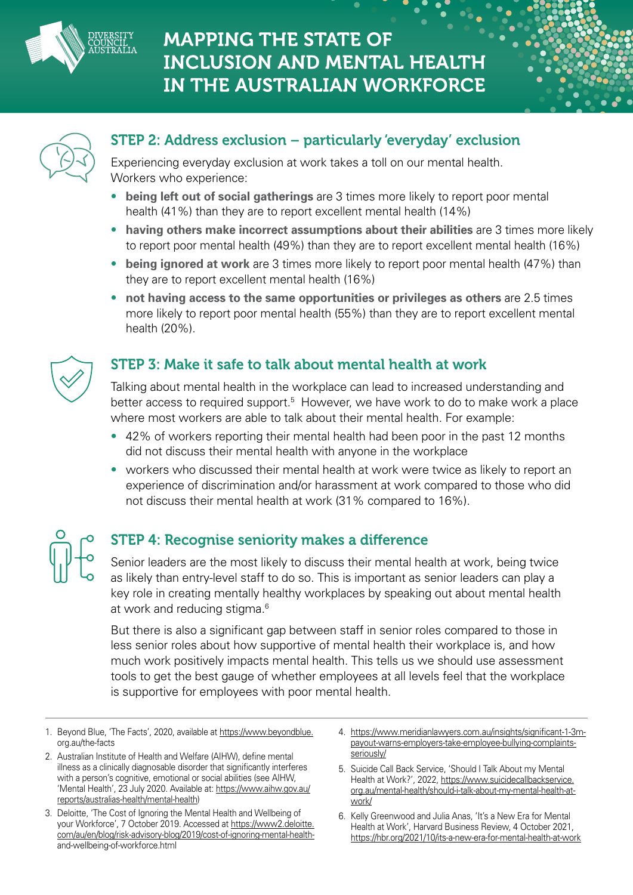# MAPPING THE STATE OF INCLUSION AND MENTAL HEALTH IN THE AUSTRALIAN WORKFORCE

## STEP 2: Address exclusion – particularly 'everyday' exclusion

Experiencing everyday exclusion at work takes a toll on our mental health. Workers who experience:

- **being left out of social gatherings** are 3 times more likely to report poor mental health (41%) than they are to report excellent mental health (14%)
- **having others make incorrect assumptions about their abilities** are 3 times more likely to report poor mental health (49%) than they are to report excellent mental health (16%)
- **being ignored at work** are 3 times more likely to report poor mental health (47%) than they are to report excellent mental health (16%)
- **not having access to the same opportunities or privileges as others** are 2.5 times more likely to report poor mental health (55%) than they are to report excellent mental health (20%).

## STEP 3: Make it safe to talk about mental health at work

Talking about mental health in the workplace can lead to increased understanding and better access to required support.[5] However, we have work to do to make work a place where most workers are able to talk about their mental health. For example:

- 42% of workers reporting their mental health had been poor in the past 12 months did not discuss their mental health with anyone in the workplace
- workers who discussed their mental health at work were twice as likely to report an experience of discrimination and/or harassment at work compared to those who did not discuss their mental health at work (31% compared to 16%).

## STEP 4: Recognise seniority makes a difference

Senior leaders are the most likely to discuss their mental health at work, being twice as likely than entry-level staff to do so. This is important as senior leaders can play a key role in creating mentally healthy workplaces by speaking out about mental health at work and reducing stigma.[6]

But there is also a significant gap between staff in senior roles compared to those in less senior roles about how supportive of mental health their workplace is, and how much work positively impacts mental health. This tells us we should use assessment tools to get the best gauge of whether employees at all levels feel that the workplace is supportive for employees with poor mental health.

---

1. Beyond Blue, 'The Facts', 2020, available at https://www.beyondblue.org.au/the-facts
2. Australian Institute of Health and Welfare (AIHW), define mental illness as a clinically diagnosable disorder that significantly interferes with a person's cognitive, emotional or social abilities (see AIHW, 'Mental Health', 23 July 2020. Available at: https://www.aihw.gov.au/reports/australias-health/mental-health)
3. Deloitte, 'The Cost of Ignoring the Mental Health and Wellbeing of your Workforce', 7 October 2019. Accessed at https://www2.deloitte.com/au/en/blog/risk-advisory-blog/2019/cost-of-ignoring-mental-health-and-wellbeing-of-workforce.html
4. https://www.meridianlawyers.com.au/insights/significant-1-3m-payout-warns-employers-take-employee-bullying-complaints-seriously/
5. Suicide Call Back Service, 'Should I Talk About my Mental Health at Work?', 2022, https://www.suicidecallbackservice.org.au/mental-health/should-i-talk-about-my-mental-health-at-work/
6. Kelly Greenwood and Julia Anas, 'It's a New Era for Mental Health at Work', Harvard Business Review, 4 October 2021, https://hbr.org/2021/10/its-a-new-era-for-mental-health-at-work